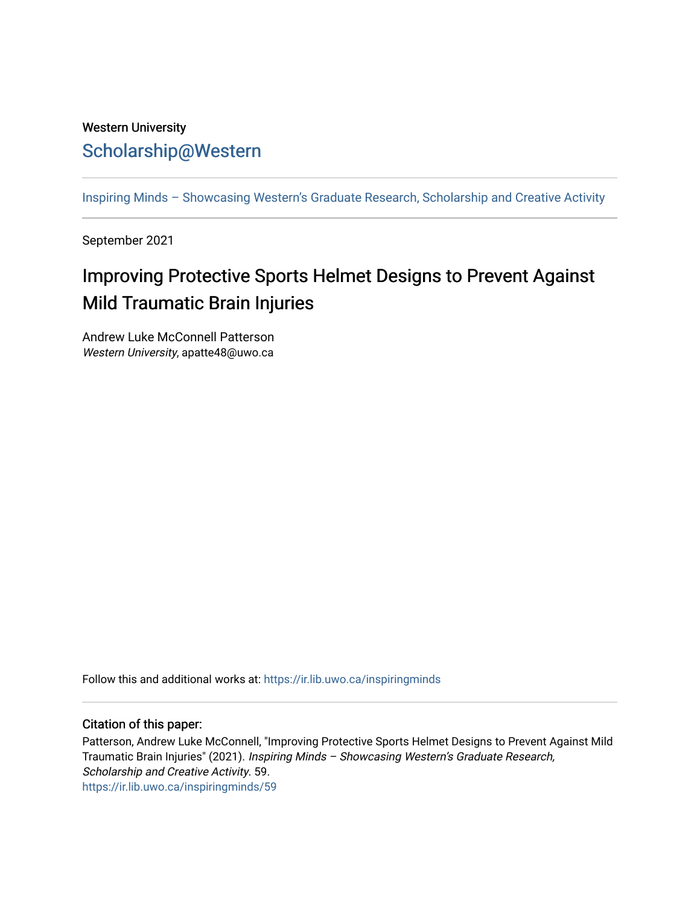Western University

# Scholarship@Western

Inspiring Minds – Showcasing Western's Graduate Research, Scholarship and Creative Activity

September 2021

## Improving Protective Sports Helmet Designs to Prevent Against Mild Traumatic Brain Injuries

Andrew Luke McConnell Patterson
*Western University*, apatte48@uwo.ca

Follow this and additional works at: https://ir.lib.uwo.ca/inspiringminds

### Citation of this paper:

Patterson, Andrew Luke McConnell, "Improving Protective Sports Helmet Designs to Prevent Against Mild Traumatic Brain Injuries" (2021). *Inspiring Minds – Showcasing Western's Graduate Research, Scholarship and Creative Activity*. 59.
https://ir.lib.uwo.ca/inspiringminds/59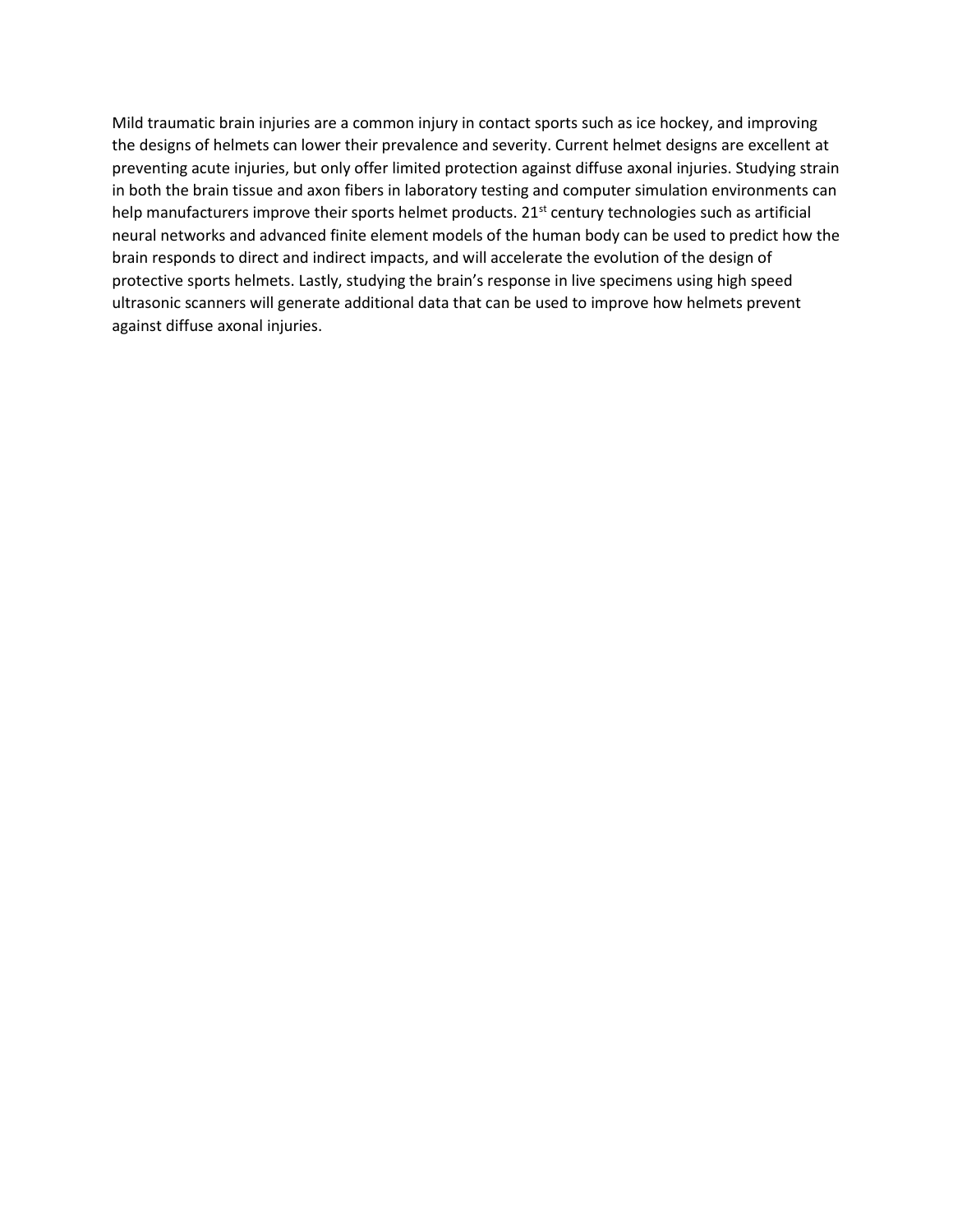Mild traumatic brain injuries are a common injury in contact sports such as ice hockey, and improving the designs of helmets can lower their prevalence and severity. Current helmet designs are excellent at preventing acute injuries, but only offer limited protection against diffuse axonal injuries. Studying strain in both the brain tissue and axon fibers in laboratory testing and computer simulation environments can help manufacturers improve their sports helmet products. 21$^{st}$ century technologies such as artificial neural networks and advanced finite element models of the human body can be used to predict how the brain responds to direct and indirect impacts, and will accelerate the evolution of the design of protective sports helmets. Lastly, studying the brain's response in live specimens using high speed ultrasonic scanners will generate additional data that can be used to improve how helmets prevent against diffuse axonal injuries.